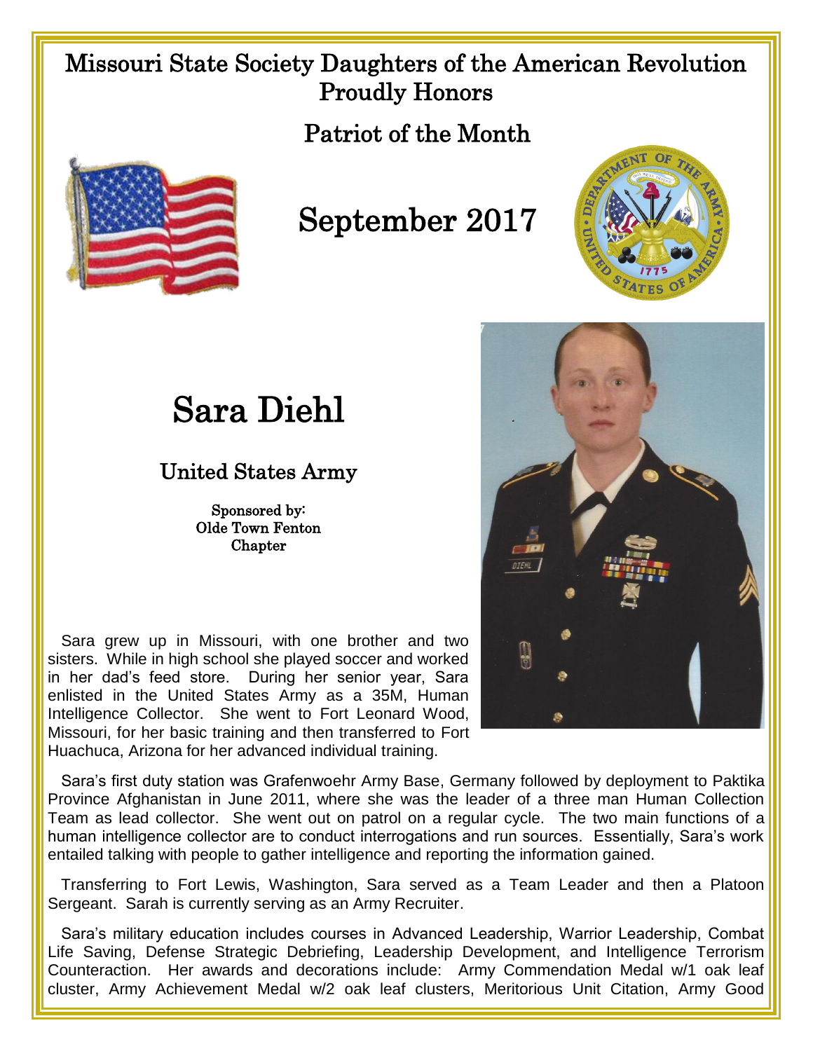# Missouri State Society Daughters of the American Revolution Proudly Honors

## Patriot of the Month

## September 2017

# Sara Diehl

### United States Army

Sponsored by:
Olde Town Fenton Chapter

Sara grew up in Missouri, with one brother and two sisters. While in high school she played soccer and worked in her dad's feed store. During her senior year, Sara enlisted in the United States Army as a 35M, Human Intelligence Collector. She went to Fort Leonard Wood, Missouri, for her basic training and then transferred to Fort Huachuca, Arizona for her advanced individual training.

Sara's first duty station was Grafenwoehr Army Base, Germany followed by deployment to Paktika Province Afghanistan in June 2011, where she was the leader of a three man Human Collection Team as lead collector. She went out on patrol on a regular cycle. The two main functions of a human intelligence collector are to conduct interrogations and run sources. Essentially, Sara's work entailed talking with people to gather intelligence and reporting the information gained.

Transferring to Fort Lewis, Washington, Sara served as a Team Leader and then a Platoon Sergeant. Sarah is currently serving as an Army Recruiter.

Sara's military education includes courses in Advanced Leadership, Warrior Leadership, Combat Life Saving, Defense Strategic Debriefing, Leadership Development, and Intelligence Terrorism Counteraction. Her awards and decorations include: Army Commendation Medal w/1 oak leaf cluster, Army Achievement Medal w/2 oak leaf clusters, Meritorious Unit Citation, Army Good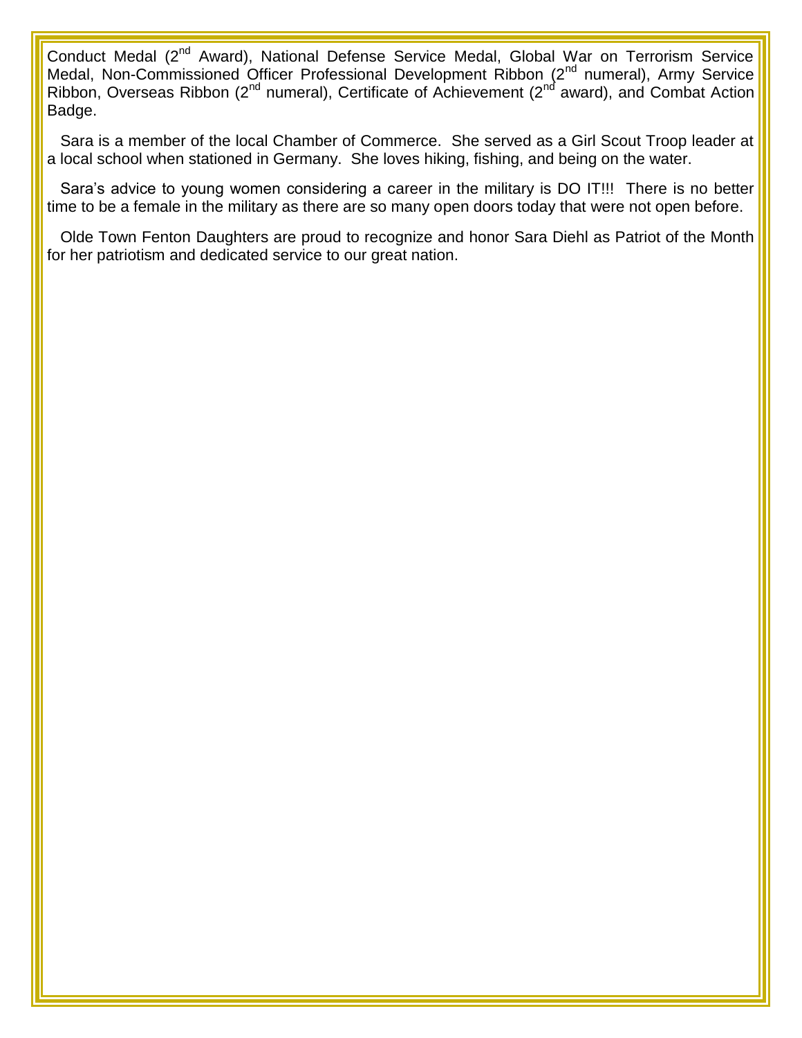Conduct Medal (2nd Award), National Defense Service Medal, Global War on Terrorism Service Medal, Non-Commissioned Officer Professional Development Ribbon (2nd numeral), Army Service Ribbon, Overseas Ribbon (2nd numeral), Certificate of Achievement (2nd award), and Combat Action Badge.

Sara is a member of the local Chamber of Commerce. She served as a Girl Scout Troop leader at a local school when stationed in Germany. She loves hiking, fishing, and being on the water.

Sara's advice to young women considering a career in the military is DO IT!!! There is no better time to be a female in the military as there are so many open doors today that were not open before.

Olde Town Fenton Daughters are proud to recognize and honor Sara Diehl as Patriot of the Month for her patriotism and dedicated service to our great nation.